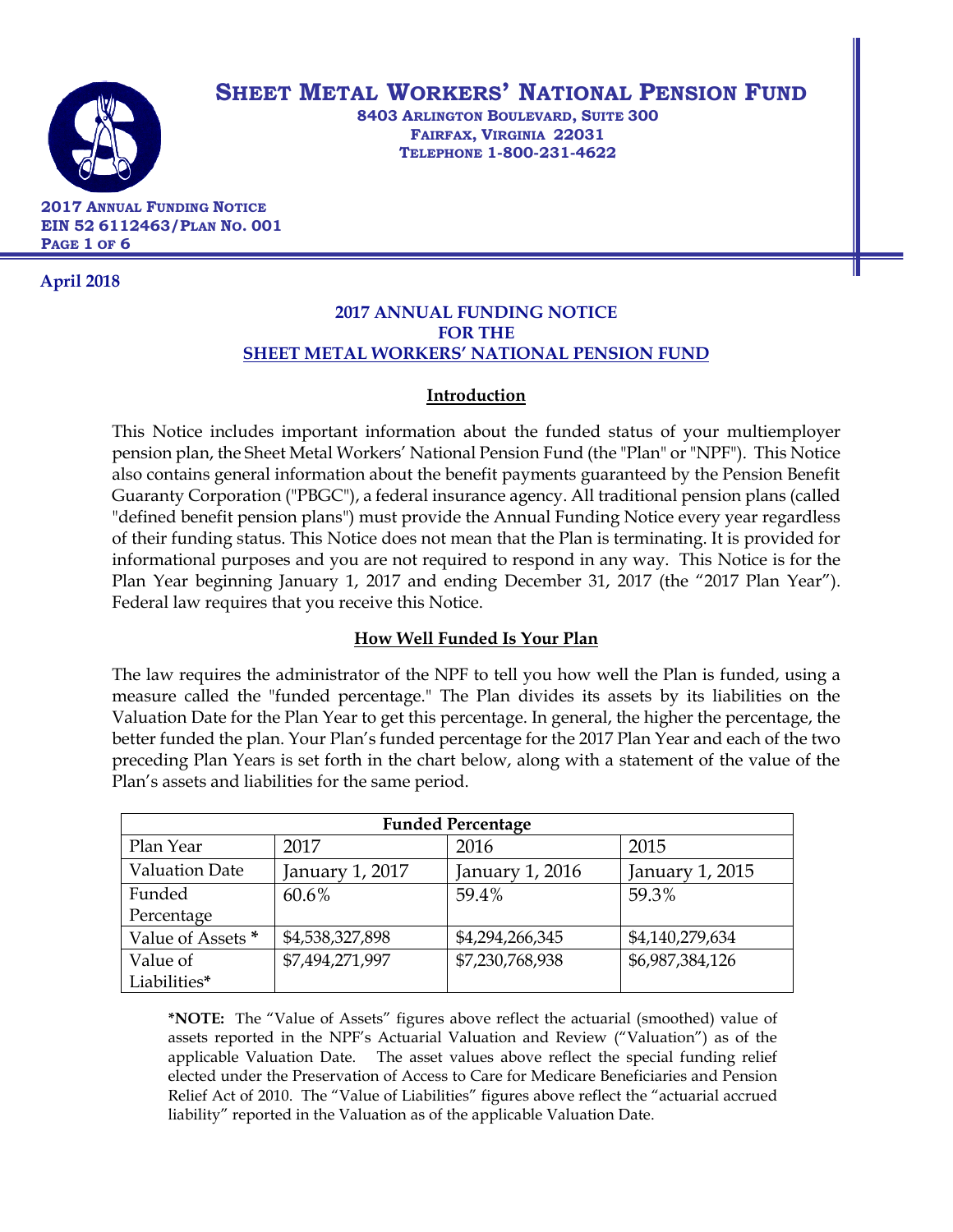# SHEET METAL WORKERS' NATIONAL PENSION FUND

**8403 ARLINGTON BOULEVARD, SUITE 300**
**FAIRFAX, VIRGINIA 22031**
**TELEPHONE 1-800-231-4622**

**2017 ANNUAL FUNDING NOTICE**
**EIN 52 6112463/PLAN NO. 001**

**April 2018**

## 2017 ANNUAL FUNDING NOTICE FOR THE SHEET METAL WORKERS' NATIONAL PENSION FUND

### Introduction

This Notice includes important information about the funded status of your multiemployer pension plan, the Sheet Metal Workers' National Pension Fund (the "Plan" or "NPF"). This Notice also contains general information about the benefit payments guaranteed by the Pension Benefit Guaranty Corporation ("PBGC"), a federal insurance agency. All traditional pension plans (called "defined benefit pension plans") must provide the Annual Funding Notice every year regardless of their funding status. This Notice does not mean that the Plan is terminating. It is provided for informational purposes and you are not required to respond in any way. This Notice is for the Plan Year beginning January 1, 2017 and ending December 31, 2017 (the "2017 Plan Year"). Federal law requires that you receive this Notice.

### How Well Funded Is Your Plan

The law requires the administrator of the NPF to tell you how well the Plan is funded, using a measure called the "funded percentage." The Plan divides its assets by its liabilities on the Valuation Date for the Plan Year to get this percentage. In general, the higher the percentage, the better funded the plan. Your Plan's funded percentage for the 2017 Plan Year and each of the two preceding Plan Years is set forth in the chart below, along with a statement of the value of the Plan's assets and liabilities for the same period.

| **Funded Percentage** | | | |
|---|---|---|---|
| Plan Year | 2017 | 2016 | 2015 |
| Valuation Date | January 1, 2017 | January 1, 2016 | January 1, 2015 |
| Funded Percentage | 60.6% | 59.4% | 59.3% |
| Value of Assets * | $4,538,327,898 | $4,294,266,345 | $4,140,279,634 |
| Value of Liabilities* | $7,494,271,997 | $7,230,768,938 | $6,987,384,126 |

***NOTE:** The "Value of Assets" figures above reflect the actuarial (smoothed) value of assets reported in the NPF's Actuarial Valuation and Review ("Valuation") as of the applicable Valuation Date. The asset values above reflect the special funding relief elected under the Preservation of Access to Care for Medicare Beneficiaries and Pension Relief Act of 2010. The "Value of Liabilities" figures above reflect the "actuarial accrued liability" reported in the Valuation as of the applicable Valuation Date.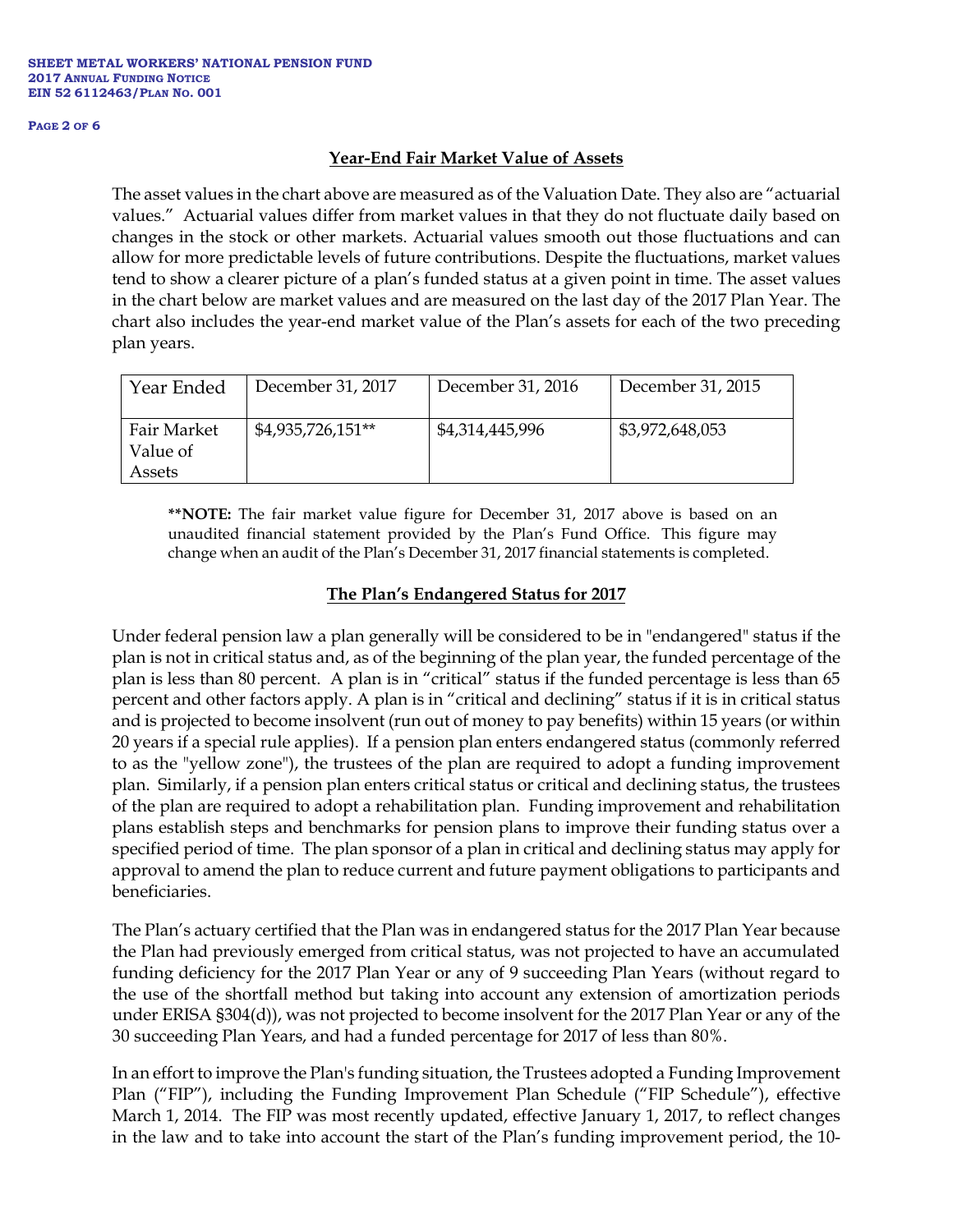## Year-End Fair Market Value of Assets

The asset values in the chart above are measured as of the Valuation Date. They also are "actuarial values." Actuarial values differ from market values in that they do not fluctuate daily based on changes in the stock or other markets. Actuarial values smooth out those fluctuations and can allow for more predictable levels of future contributions. Despite the fluctuations, market values tend to show a clearer picture of a plan's funded status at a given point in time. The asset values in the chart below are market values and are measured on the last day of the 2017 Plan Year. The chart also includes the year-end market value of the Plan's assets for each of the two preceding plan years.

| Year Ended | December 31, 2017 | December 31, 2016 | December 31, 2015 |
|---|---|---|---|
| Fair Market Value of Assets | $4,935,726,151** | $4,314,445,996 | $3,972,648,053 |

****NOTE:** The fair market value figure for December 31, 2017 above is based on an unaudited financial statement provided by the Plan's Fund Office. This figure may change when an audit of the Plan's December 31, 2017 financial statements is completed.

## The Plan's Endangered Status for 2017

Under federal pension law a plan generally will be considered to be in "endangered" status if the plan is not in critical status and, as of the beginning of the plan year, the funded percentage of the plan is less than 80 percent. A plan is in "critical" status if the funded percentage is less than 65 percent and other factors apply. A plan is in "critical and declining" status if it is in critical status and is projected to become insolvent (run out of money to pay benefits) within 15 years (or within 20 years if a special rule applies). If a pension plan enters endangered status (commonly referred to as the "yellow zone"), the trustees of the plan are required to adopt a funding improvement plan. Similarly, if a pension plan enters critical status or critical and declining status, the trustees of the plan are required to adopt a rehabilitation plan. Funding improvement and rehabilitation plans establish steps and benchmarks for pension plans to improve their funding status over a specified period of time. The plan sponsor of a plan in critical and declining status may apply for approval to amend the plan to reduce current and future payment obligations to participants and beneficiaries.

The Plan's actuary certified that the Plan was in endangered status for the 2017 Plan Year because the Plan had previously emerged from critical status, was not projected to have an accumulated funding deficiency for the 2017 Plan Year or any of 9 succeeding Plan Years (without regard to the use of the shortfall method but taking into account any extension of amortization periods under ERISA §304(d)), was not projected to become insolvent for the 2017 Plan Year or any of the 30 succeeding Plan Years, and had a funded percentage for 2017 of less than 80%.

In an effort to improve the Plan's funding situation, the Trustees adopted a Funding Improvement Plan ("FIP"), including the Funding Improvement Plan Schedule ("FIP Schedule"), effective March 1, 2014. The FIP was most recently updated, effective January 1, 2017, to reflect changes in the law and to take into account the start of the Plan's funding improvement period, the 10-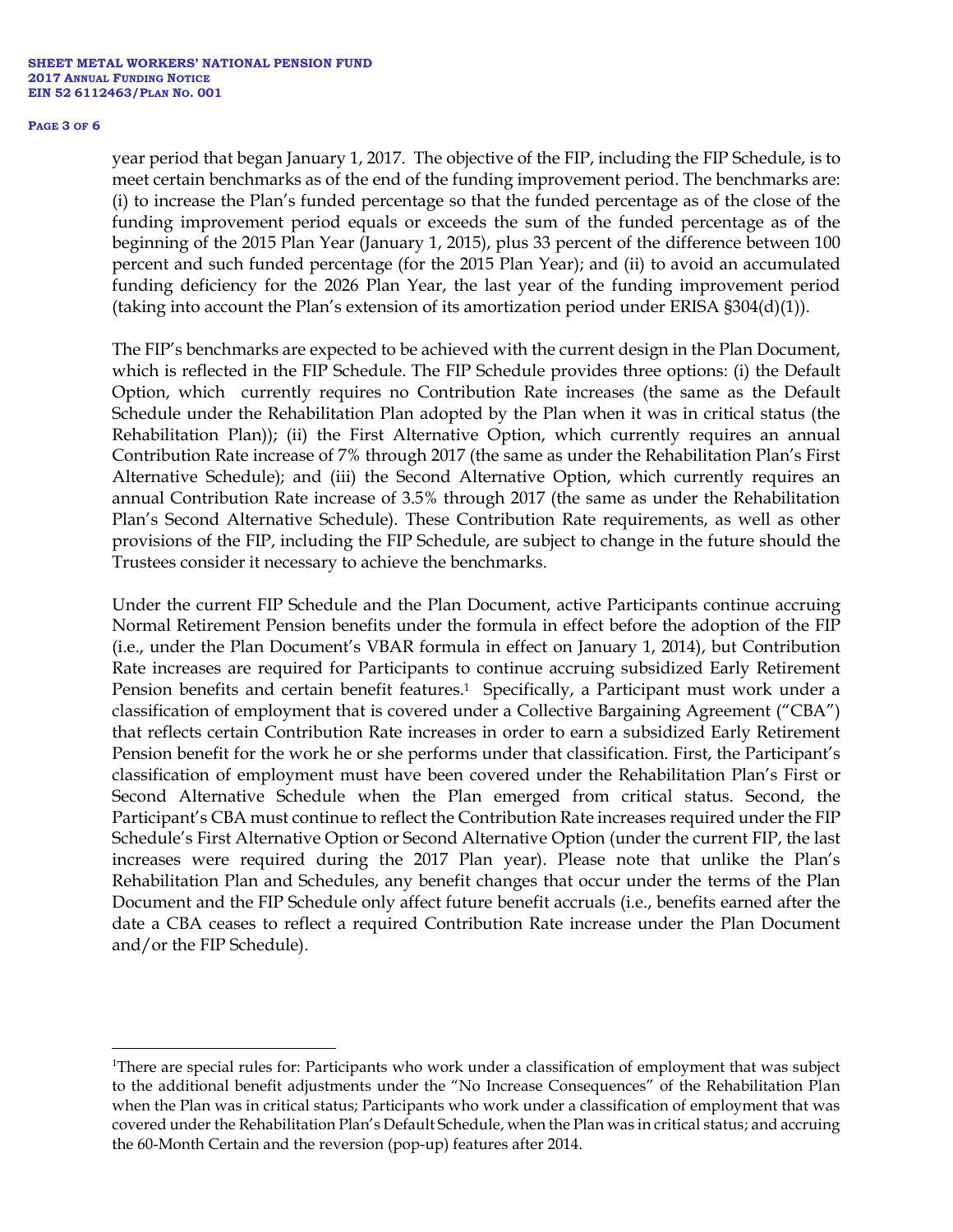year period that began January 1, 2017. The objective of the FIP, including the FIP Schedule, is to meet certain benchmarks as of the end of the funding improvement period. The benchmarks are: (i) to increase the Plan's funded percentage so that the funded percentage as of the close of the funding improvement period equals or exceeds the sum of the funded percentage as of the beginning of the 2015 Plan Year (January 1, 2015), plus 33 percent of the difference between 100 percent and such funded percentage (for the 2015 Plan Year); and (ii) to avoid an accumulated funding deficiency for the 2026 Plan Year, the last year of the funding improvement period (taking into account the Plan's extension of its amortization period under ERISA §304(d)(1)).

The FIP's benchmarks are expected to be achieved with the current design in the Plan Document, which is reflected in the FIP Schedule. The FIP Schedule provides three options: (i) the Default Option, which currently requires no Contribution Rate increases (the same as the Default Schedule under the Rehabilitation Plan adopted by the Plan when it was in critical status (the Rehabilitation Plan)); (ii) the First Alternative Option, which currently requires an annual Contribution Rate increase of 7% through 2017 (the same as under the Rehabilitation Plan's First Alternative Schedule); and (iii) the Second Alternative Option, which currently requires an annual Contribution Rate increase of 3.5% through 2017 (the same as under the Rehabilitation Plan's Second Alternative Schedule). These Contribution Rate requirements, as well as other provisions of the FIP, including the FIP Schedule, are subject to change in the future should the Trustees consider it necessary to achieve the benchmarks.

Under the current FIP Schedule and the Plan Document, active Participants continue accruing Normal Retirement Pension benefits under the formula in effect before the adoption of the FIP (i.e., under the Plan Document's VBAR formula in effect on January 1, 2014), but Contribution Rate increases are required for Participants to continue accruing subsidized Early Retirement Pension benefits and certain benefit features.[1] Specifically, a Participant must work under a classification of employment that is covered under a Collective Bargaining Agreement ("CBA") that reflects certain Contribution Rate increases in order to earn a subsidized Early Retirement Pension benefit for the work he or she performs under that classification. First, the Participant's classification of employment must have been covered under the Rehabilitation Plan's First or Second Alternative Schedule when the Plan emerged from critical status. Second, the Participant's CBA must continue to reflect the Contribution Rate increases required under the FIP Schedule's First Alternative Option or Second Alternative Option (under the current FIP, the last increases were required during the 2017 Plan year). Please note that unlike the Plan's Rehabilitation Plan and Schedules, any benefit changes that occur under the terms of the Plan Document and the FIP Schedule only affect future benefit accruals (i.e., benefits earned after the date a CBA ceases to reflect a required Contribution Rate increase under the Plan Document and/or the FIP Schedule).

---

[1] There are special rules for: Participants who work under a classification of employment that was subject to the additional benefit adjustments under the "No Increase Consequences" of the Rehabilitation Plan when the Plan was in critical status; Participants who work under a classification of employment that was covered under the Rehabilitation Plan's Default Schedule, when the Plan was in critical status; and accruing the 60-Month Certain and the reversion (pop-up) features after 2014.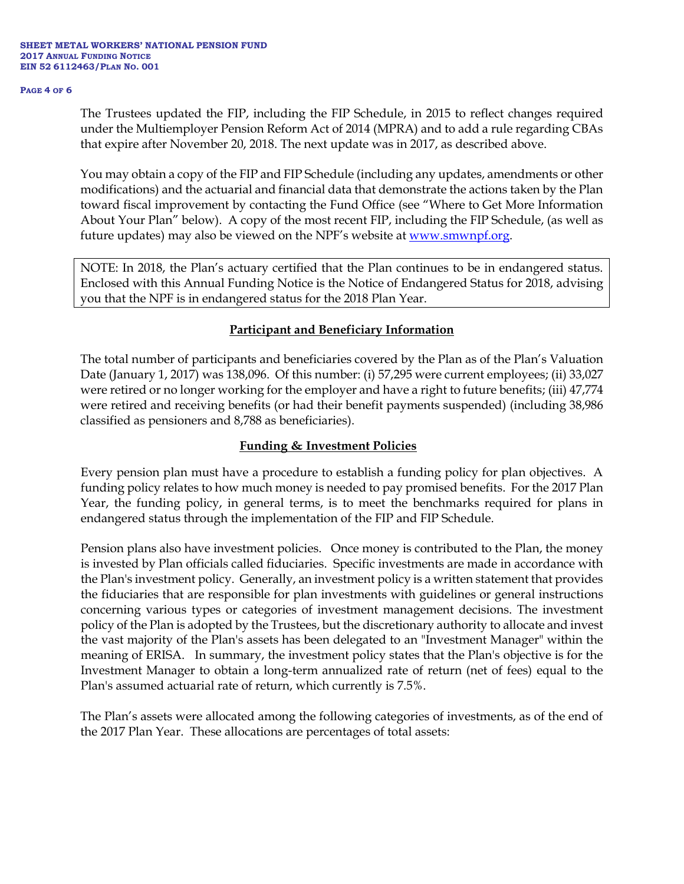The Trustees updated the FIP, including the FIP Schedule, in 2015 to reflect changes required under the Multiemployer Pension Reform Act of 2014 (MPRA) and to add a rule regarding CBAs that expire after November 20, 2018. The next update was in 2017, as described above.

You may obtain a copy of the FIP and FIP Schedule (including any updates, amendments or other modifications) and the actuarial and financial data that demonstrate the actions taken by the Plan toward fiscal improvement by contacting the Fund Office (see "Where to Get More Information About Your Plan" below). A copy of the most recent FIP, including the FIP Schedule, (as well as future updates) may also be viewed on the NPF's website at [www.smwnpf.org](http://www.smwnpf.org).

NOTE: In 2018, the Plan's actuary certified that the Plan continues to be in endangered status. Enclosed with this Annual Funding Notice is the Notice of Endangered Status for 2018, advising you that the NPF is in endangered status for the 2018 Plan Year.

## Participant and Beneficiary Information

The total number of participants and beneficiaries covered by the Plan as of the Plan's Valuation Date (January 1, 2017) was 138,096. Of this number: (i) 57,295 were current employees; (ii) 33,027 were retired or no longer working for the employer and have a right to future benefits; (iii) 47,774 were retired and receiving benefits (or had their benefit payments suspended) (including 38,986 classified as pensioners and 8,788 as beneficiaries).

## Funding & Investment Policies

Every pension plan must have a procedure to establish a funding policy for plan objectives. A funding policy relates to how much money is needed to pay promised benefits. For the 2017 Plan Year, the funding policy, in general terms, is to meet the benchmarks required for plans in endangered status through the implementation of the FIP and FIP Schedule.

Pension plans also have investment policies. Once money is contributed to the Plan, the money is invested by Plan officials called fiduciaries. Specific investments are made in accordance with the Plan's investment policy. Generally, an investment policy is a written statement that provides the fiduciaries that are responsible for plan investments with guidelines or general instructions concerning various types or categories of investment management decisions. The investment policy of the Plan is adopted by the Trustees, but the discretionary authority to allocate and invest the vast majority of the Plan's assets has been delegated to an "Investment Manager" within the meaning of ERISA. In summary, the investment policy states that the Plan's objective is for the Investment Manager to obtain a long-term annualized rate of return (net of fees) equal to the Plan's assumed actuarial rate of return, which currently is 7.5%.

The Plan's assets were allocated among the following categories of investments, as of the end of the 2017 Plan Year. These allocations are percentages of total assets: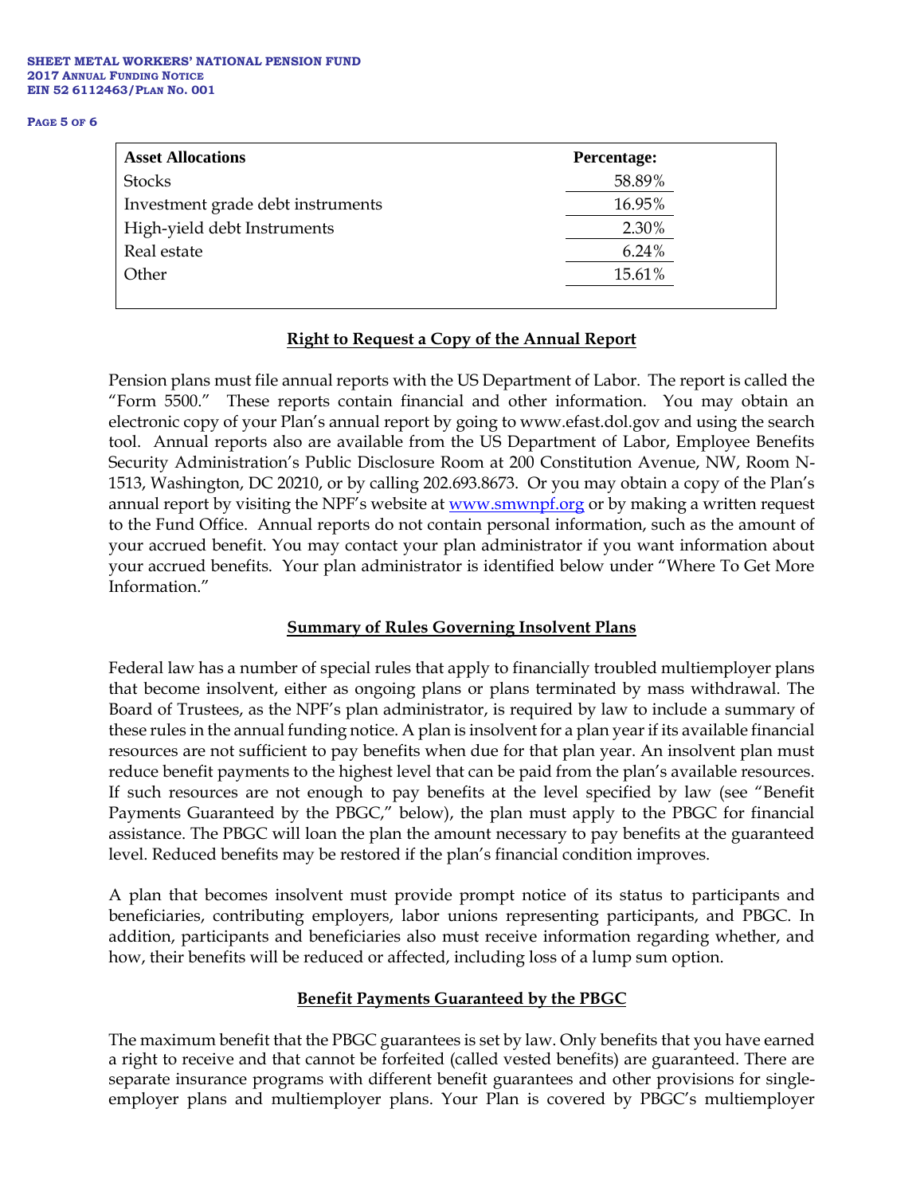| Asset Allocations | Percentage: |
|---|---|
| Stocks | 58.89% |
| Investment grade debt instruments | 16.95% |
| High-yield debt Instruments | 2.30% |
| Real estate | 6.24% |
| Other | 15.61% |

## Right to Request a Copy of the Annual Report

Pension plans must file annual reports with the US Department of Labor. The report is called the "Form 5500." These reports contain financial and other information. You may obtain an electronic copy of your Plan's annual report by going to www.efast.dol.gov and using the search tool. Annual reports also are available from the US Department of Labor, Employee Benefits Security Administration's Public Disclosure Room at 200 Constitution Avenue, NW, Room N-1513, Washington, DC 20210, or by calling 202.693.8673. Or you may obtain a copy of the Plan's annual report by visiting the NPF's website at [www.smwnpf.org](http://www.smwnpf.org) or by making a written request to the Fund Office. Annual reports do not contain personal information, such as the amount of your accrued benefit. You may contact your plan administrator if you want information about your accrued benefits. Your plan administrator is identified below under "Where To Get More Information."

## Summary of Rules Governing Insolvent Plans

Federal law has a number of special rules that apply to financially troubled multiemployer plans that become insolvent, either as ongoing plans or plans terminated by mass withdrawal. The Board of Trustees, as the NPF's plan administrator, is required by law to include a summary of these rules in the annual funding notice. A plan is insolvent for a plan year if its available financial resources are not sufficient to pay benefits when due for that plan year. An insolvent plan must reduce benefit payments to the highest level that can be paid from the plan's available resources. If such resources are not enough to pay benefits at the level specified by law (see "Benefit Payments Guaranteed by the PBGC," below), the plan must apply to the PBGC for financial assistance. The PBGC will loan the plan the amount necessary to pay benefits at the guaranteed level. Reduced benefits may be restored if the plan's financial condition improves.

A plan that becomes insolvent must provide prompt notice of its status to participants and beneficiaries, contributing employers, labor unions representing participants, and PBGC. In addition, participants and beneficiaries also must receive information regarding whether, and how, their benefits will be reduced or affected, including loss of a lump sum option.

## Benefit Payments Guaranteed by the PBGC

The maximum benefit that the PBGC guarantees is set by law. Only benefits that you have earned a right to receive and that cannot be forfeited (called vested benefits) are guaranteed. There are separate insurance programs with different benefit guarantees and other provisions for single-employer plans and multiemployer plans. Your Plan is covered by PBGC's multiemployer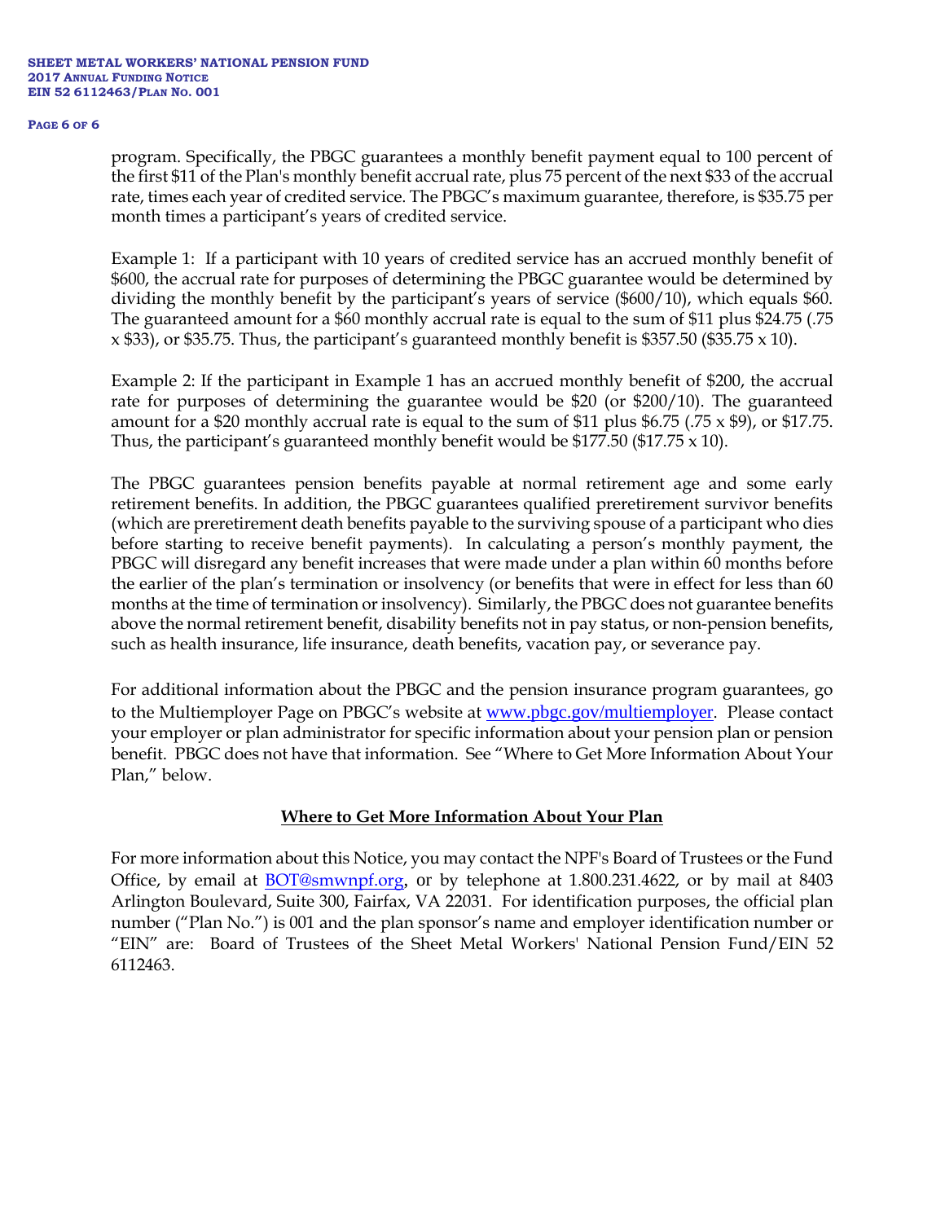program. Specifically, the PBGC guarantees a monthly benefit payment equal to 100 percent of the first $11 of the Plan's monthly benefit accrual rate, plus 75 percent of the next $33 of the accrual rate, times each year of credited service. The PBGC's maximum guarantee, therefore, is $35.75 per month times a participant's years of credited service.

Example 1: If a participant with 10 years of credited service has an accrued monthly benefit of $600, the accrual rate for purposes of determining the PBGC guarantee would be determined by dividing the monthly benefit by the participant's years of service ($600/10), which equals $60. The guaranteed amount for a $60 monthly accrual rate is equal to the sum of $11 plus $24.75 (.75 x $33), or $35.75. Thus, the participant's guaranteed monthly benefit is $357.50 ($35.75 x 10).

Example 2: If the participant in Example 1 has an accrued monthly benefit of $200, the accrual rate for purposes of determining the guarantee would be $20 (or $200/10). The guaranteed amount for a $20 monthly accrual rate is equal to the sum of $11 plus $6.75 (.75 x $9), or $17.75. Thus, the participant's guaranteed monthly benefit would be $177.50 ($17.75 x 10).

The PBGC guarantees pension benefits payable at normal retirement age and some early retirement benefits. In addition, the PBGC guarantees qualified preretirement survivor benefits (which are preretirement death benefits payable to the surviving spouse of a participant who dies before starting to receive benefit payments). In calculating a person's monthly payment, the PBGC will disregard any benefit increases that were made under a plan within 60 months before the earlier of the plan's termination or insolvency (or benefits that were in effect for less than 60 months at the time of termination or insolvency). Similarly, the PBGC does not guarantee benefits above the normal retirement benefit, disability benefits not in pay status, or non-pension benefits, such as health insurance, life insurance, death benefits, vacation pay, or severance pay.

For additional information about the PBGC and the pension insurance program guarantees, go to the Multiemployer Page on PBGC's website at www.pbgc.gov/multiemployer. Please contact your employer or plan administrator for specific information about your pension plan or pension benefit. PBGC does not have that information. See "Where to Get More Information About Your Plan," below.

## Where to Get More Information About Your Plan

For more information about this Notice, you may contact the NPF's Board of Trustees or the Fund Office, by email at BOT@smwnpf.org, or by telephone at 1.800.231.4622, or by mail at 8403 Arlington Boulevard, Suite 300, Fairfax, VA 22031. For identification purposes, the official plan number ("Plan No.") is 001 and the plan sponsor's name and employer identification number or "EIN" are: Board of Trustees of the Sheet Metal Workers' National Pension Fund/EIN 52 6112463.